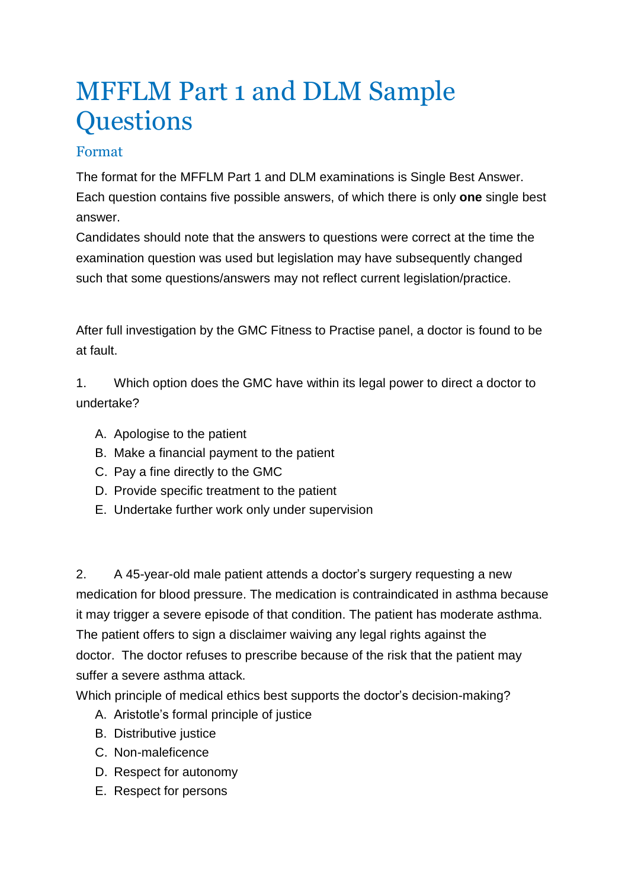# MFFLM Part 1 and DLM Sample Questions

## Format

The format for the MFFLM Part 1 and DLM examinations is Single Best Answer. Each question contains five possible answers, of which there is only **one** single best answer.

Candidates should note that the answers to questions were correct at the time the examination question was used but legislation may have subsequently changed such that some questions/answers may not reflect current legislation/practice.

After full investigation by the GMC Fitness to Practise panel, a doctor is found to be at fault.

1. Which option does the GMC have within its legal power to direct a doctor to undertake?

   A. Apologise to the patient
   B. Make a financial payment to the patient
   C. Pay a fine directly to the GMC
   D. Provide specific treatment to the patient
   E. Undertake further work only under supervision

2. A 45-year-old male patient attends a doctor's surgery requesting a new medication for blood pressure. The medication is contraindicated in asthma because it may trigger a severe episode of that condition. The patient has moderate asthma. The patient offers to sign a disclaimer waiving any legal rights against the doctor. The doctor refuses to prescribe because of the risk that the patient may suffer a severe asthma attack.

   Which principle of medical ethics best supports the doctor's decision-making?

   A. Aristotle's formal principle of justice
   B. Distributive justice
   C. Non-maleficence
   D. Respect for autonomy
   E. Respect for persons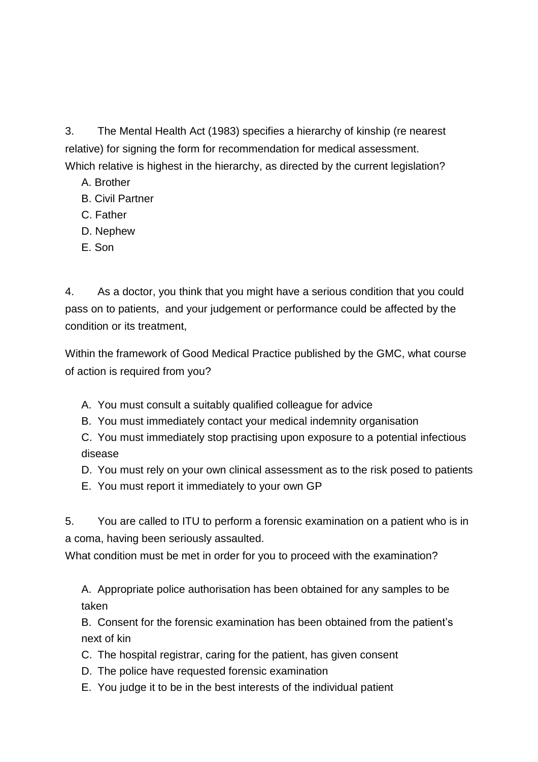3. The Mental Health Act (1983) specifies a hierarchy of kinship (re nearest relative) for signing the form for recommendation for medical assessment. Which relative is highest in the hierarchy, as directed by the current legislation?

A. Brother
B. Civil Partner
C. Father
D. Nephew
E. Son

4. As a doctor, you think that you might have a serious condition that you could pass on to patients, and your judgement or performance could be affected by the condition or its treatment,

Within the framework of Good Medical Practice published by the GMC, what course of action is required from you?

A. You must consult a suitably qualified colleague for advice
B. You must immediately contact your medical indemnity organisation
C. You must immediately stop practising upon exposure to a potential infectious disease
D. You must rely on your own clinical assessment as to the risk posed to patients
E. You must report it immediately to your own GP

5. You are called to ITU to perform a forensic examination on a patient who is in a coma, having been seriously assaulted.
What condition must be met in order for you to proceed with the examination?

A. Appropriate police authorisation has been obtained for any samples to be taken
B. Consent for the forensic examination has been obtained from the patient's next of kin
C. The hospital registrar, caring for the patient, has given consent
D. The police have requested forensic examination
E. You judge it to be in the best interests of the individual patient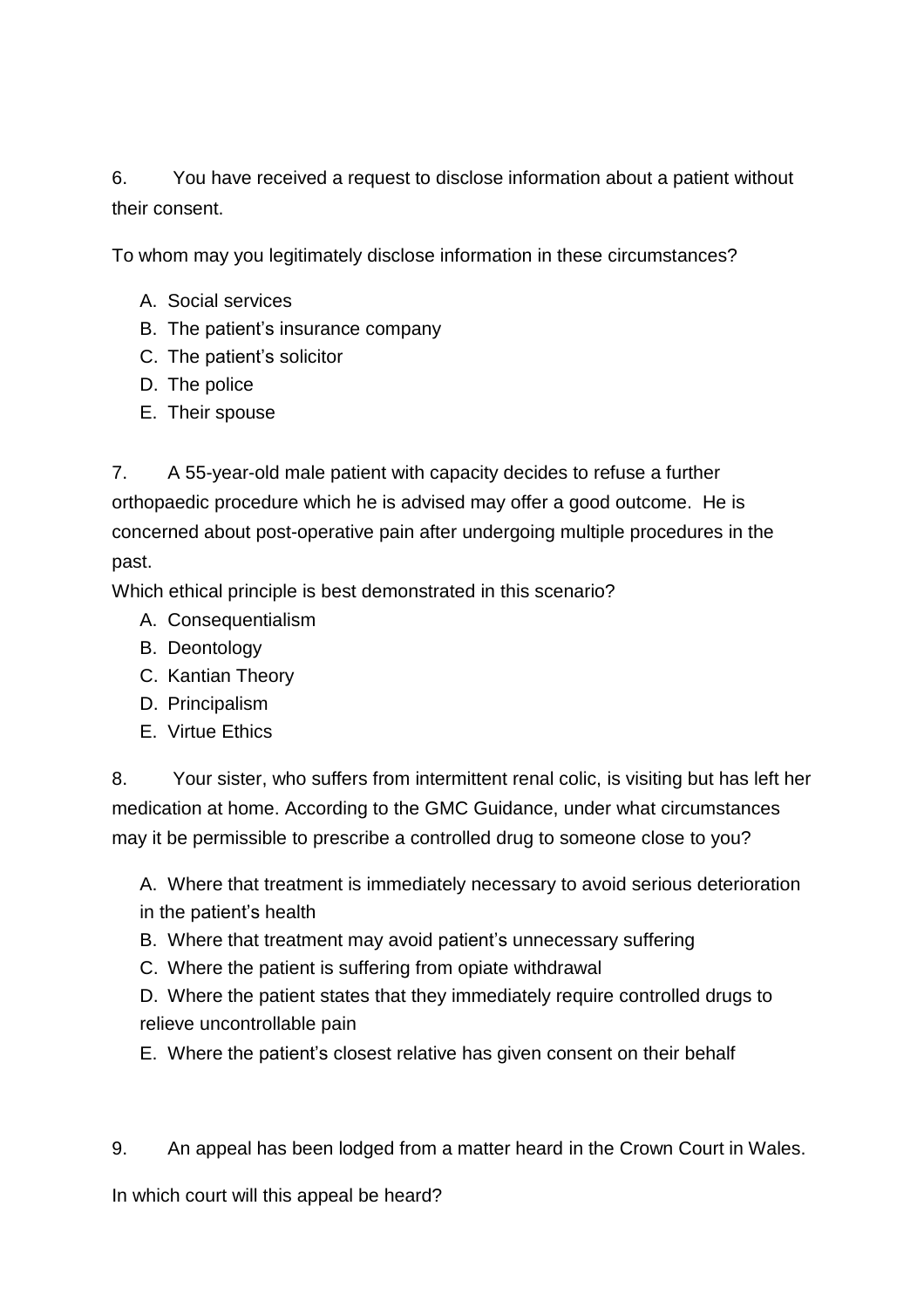6. You have received a request to disclose information about a patient without their consent.

To whom may you legitimately disclose information in these circumstances?

A. Social services
B. The patient's insurance company
C. The patient's solicitor
D. The police
E. Their spouse

7. A 55-year-old male patient with capacity decides to refuse a further orthopaedic procedure which he is advised may offer a good outcome. He is concerned about post-operative pain after undergoing multiple procedures in the past.
Which ethical principle is best demonstrated in this scenario?

A. Consequentialism
B. Deontology
C. Kantian Theory
D. Principalism
E. Virtue Ethics

8. Your sister, who suffers from intermittent renal colic, is visiting but has left her medication at home. According to the GMC Guidance, under what circumstances may it be permissible to prescribe a controlled drug to someone close to you?

A. Where that treatment is immediately necessary to avoid serious deterioration in the patient's health
B. Where that treatment may avoid patient's unnecessary suffering
C. Where the patient is suffering from opiate withdrawal
D. Where the patient states that they immediately require controlled drugs to relieve uncontrollable pain
E. Where the patient's closest relative has given consent on their behalf

9. An appeal has been lodged from a matter heard in the Crown Court in Wales.

In which court will this appeal be heard?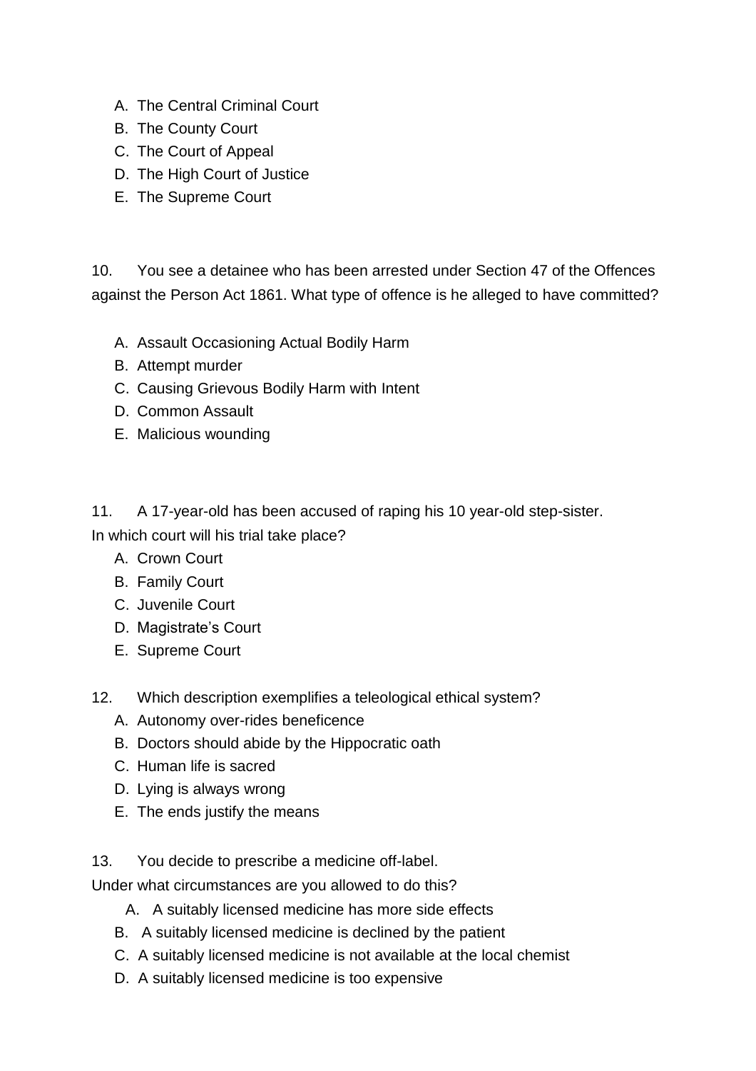A. The Central Criminal Court
B. The County Court
C. The Court of Appeal
D. The High Court of Justice
E. The Supreme Court

10. You see a detainee who has been arrested under Section 47 of the Offences against the Person Act 1861. What type of offence is he alleged to have committed?

A. Assault Occasioning Actual Bodily Harm
B. Attempt murder
C. Causing Grievous Bodily Harm with Intent
D. Common Assault
E. Malicious wounding

11. A 17-year-old has been accused of raping his 10 year-old step-sister. In which court will his trial take place?

A. Crown Court
B. Family Court
C. Juvenile Court
D. Magistrate's Court
E. Supreme Court

12. Which description exemplifies a teleological ethical system?

A. Autonomy over-rides beneficence
B. Doctors should abide by the Hippocratic oath
C. Human life is sacred
D. Lying is always wrong
E. The ends justify the means

13. You decide to prescribe a medicine off-label. Under what circumstances are you allowed to do this?

A. A suitably licensed medicine has more side effects
B. A suitably licensed medicine is declined by the patient
C. A suitably licensed medicine is not available at the local chemist
D. A suitably licensed medicine is too expensive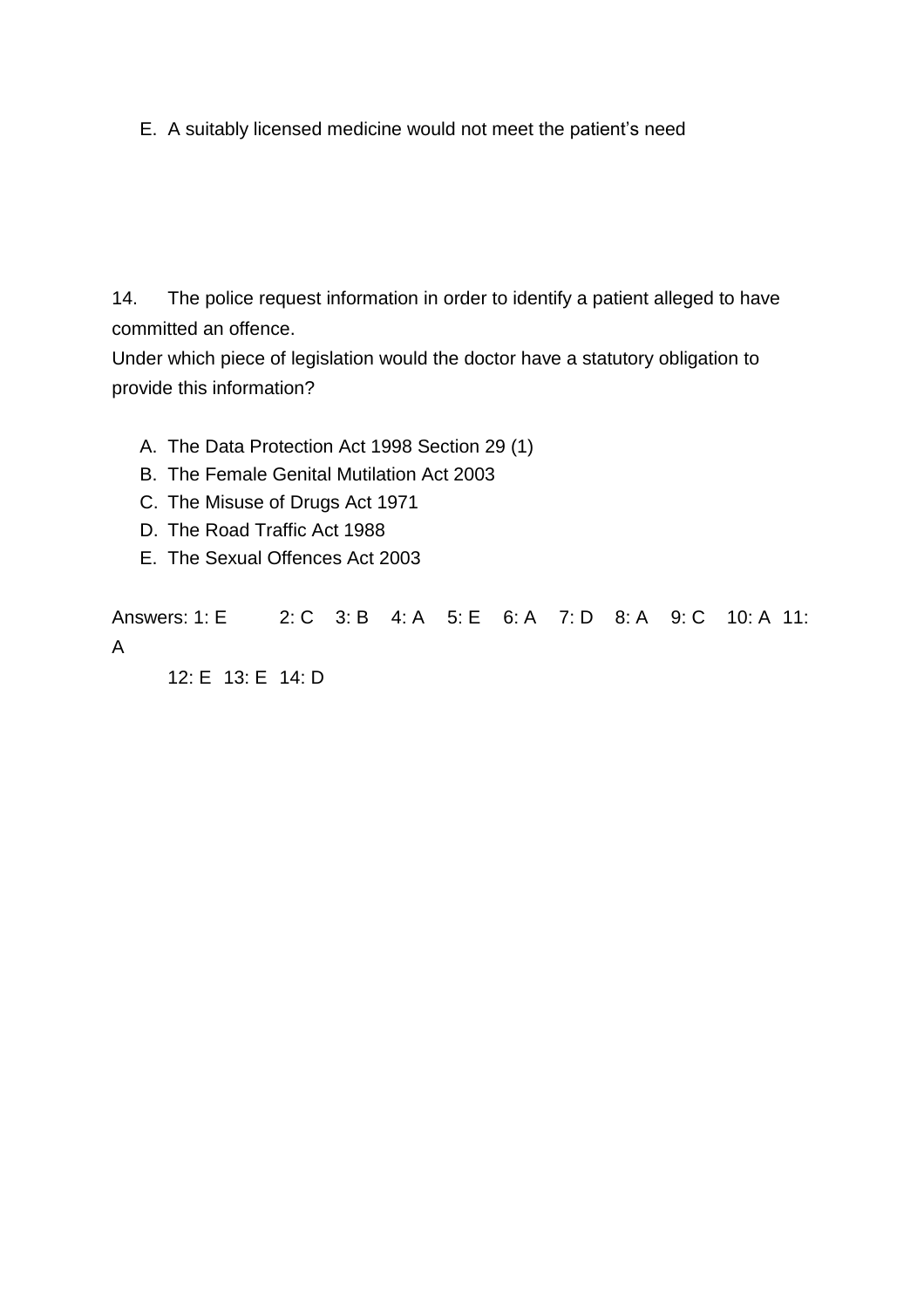E. A suitably licensed medicine would not meet the patient's need

14. The police request information in order to identify a patient alleged to have committed an offence.
Under which piece of legislation would the doctor have a statutory obligation to provide this information?

A. The Data Protection Act 1998 Section 29 (1)
B. The Female Genital Mutilation Act 2003
C. The Misuse of Drugs Act 1971
D. The Road Traffic Act 1988
E. The Sexual Offences Act 2003

Answers: 1: E 2: C 3: B 4: A 5: E 6: A 7: D 8: A 9: C 10: A 11: A 12: E 13: E 14: D